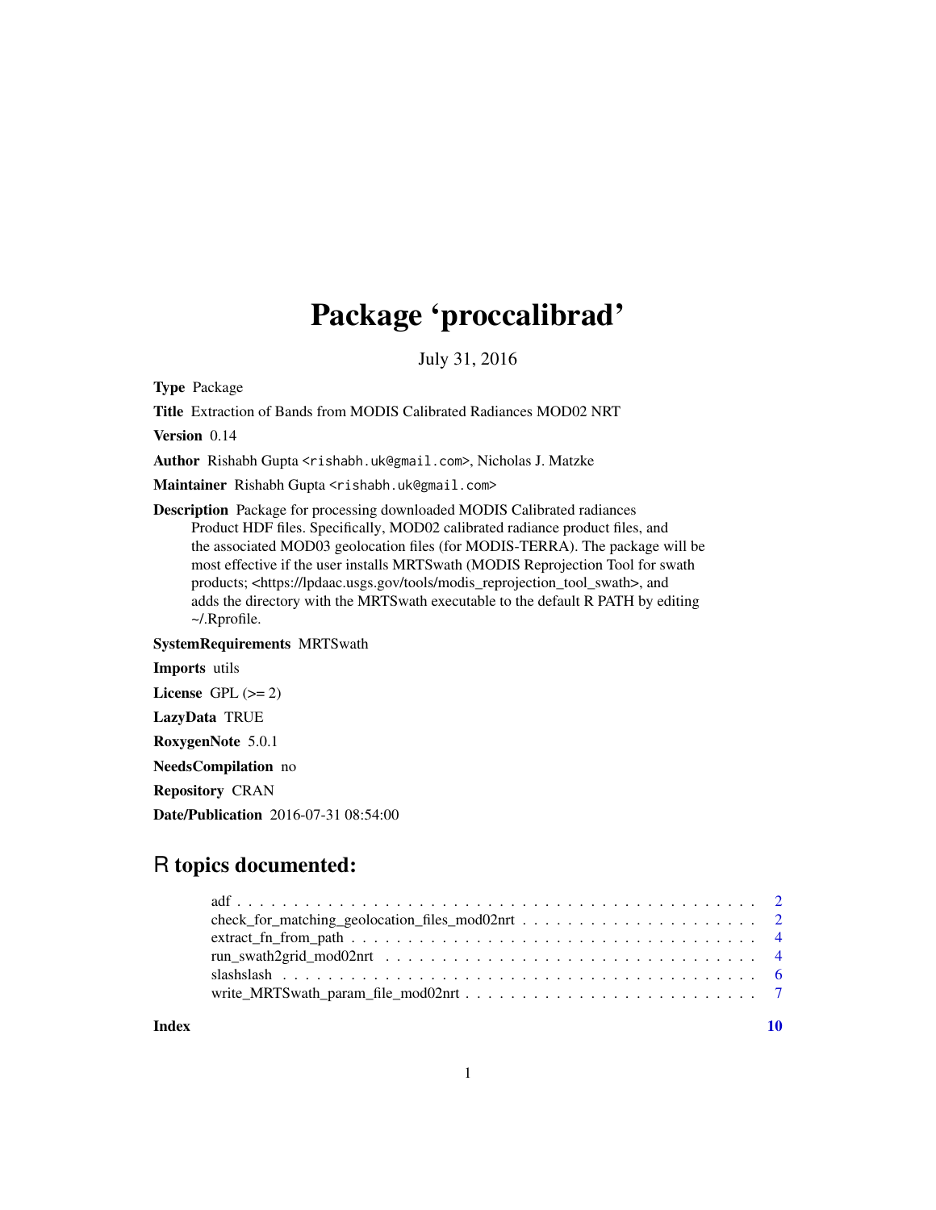# Package 'proccalibrad'

July 31, 2016

**Type** Package

**Title** Extraction of Bands from MODIS Calibrated Radiances MOD02 NRT

**Version** 0.14

**Author** Rishabh Gupta <rishabh.uk@gmail.com>, Nicholas J. Matzke

**Maintainer** Rishabh Gupta <rishabh.uk@gmail.com>

**Description** Package for processing downloaded MODIS Calibrated radiances Product HDF files. Specifically, MOD02 calibrated radiance product files, and the associated MOD03 geolocation files (for MODIS-TERRA). The package will be most effective if the user installs MRTSwath (MODIS Reprojection Tool for swath products; <https://lpdaac.usgs.gov/tools/modis_reprojection_tool_swath>, and adds the directory with the MRTSwath executable to the default R PATH by editing ~/.Rprofile.

**SystemRequirements** MRTSwath

**Imports** utils

**License** GPL (>= 2)

**LazyData** TRUE

**RoxygenNote** 5.0.1

**NeedsCompilation** no

**Repository** CRAN

**Date/Publication** 2016-07-31 08:54:00

## R topics documented:

| | |
|---|---|
| adf | 2 |
| check_for_matching_geolocation_files_mod02nrt | 2 |
| extract_fn_from_path | 4 |
| run_swath2grid_mod02nrt | 4 |
| slashslash | 6 |
| write_MRTSwath_param_file_mod02nrt | 7 |
| **Index** | **10** |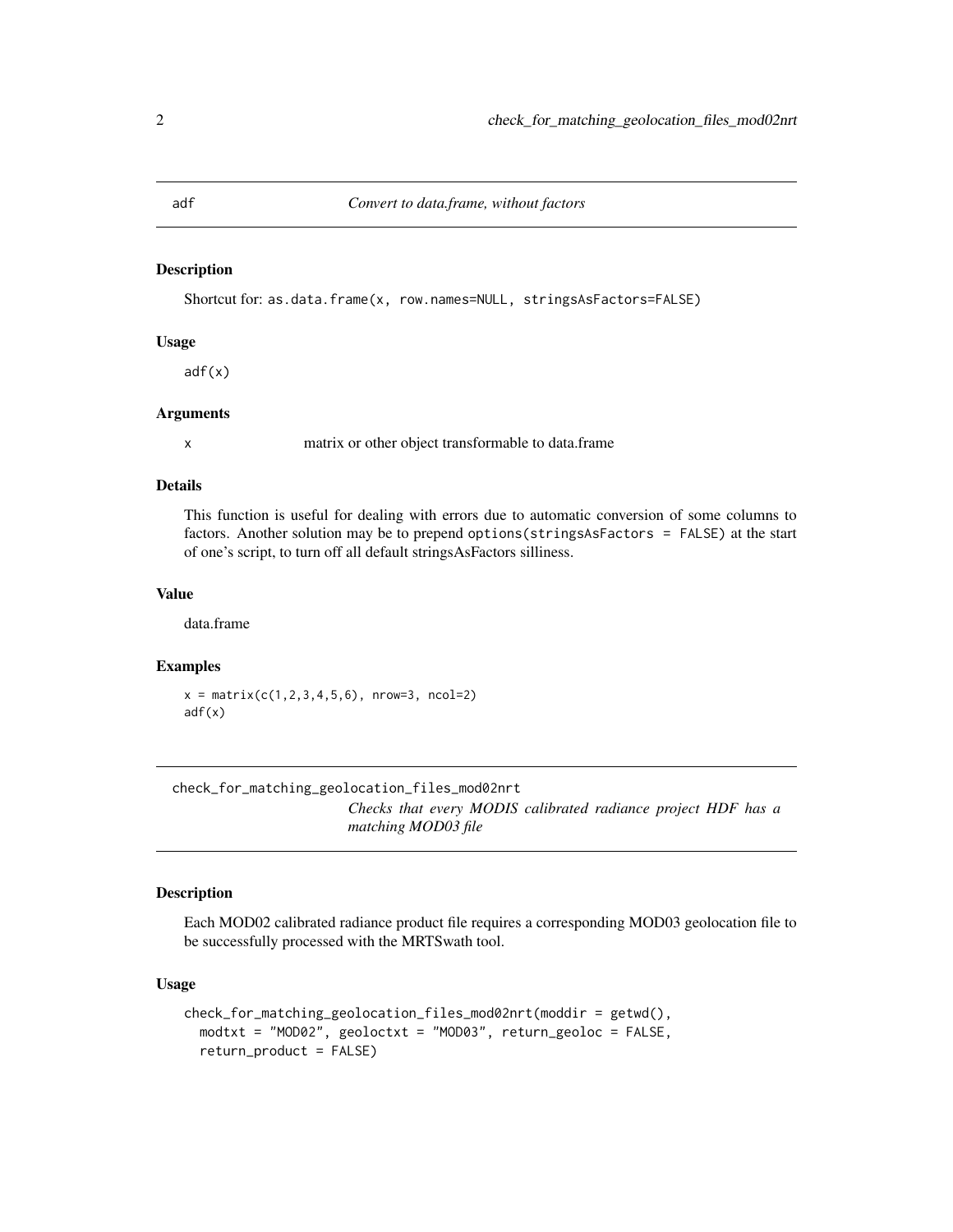## adf — *Convert to data.frame, without factors*

### Description

Shortcut for: `as.data.frame(x, row.names=NULL, stringsAsFactors=FALSE)`

### Usage

```
adf(x)
```

### Arguments

| | |
|---|---|
| x | matrix or other object transformable to data.frame |

### Details

This function is useful for dealing with errors due to automatic conversion of some columns to factors. Another solution may be to prepend `options(stringsAsFactors = FALSE)` at the start of one's script, to turn off all default stringsAsFactors silliness.

### Value

data.frame

### Examples

```
x = matrix(c(1,2,3,4,5,6), nrow=3, ncol=2)
adf(x)
```

## check_for_matching_geolocation_files_mod02nrt — *Checks that every MODIS calibrated radiance project HDF has a matching MOD03 file*

### Description

Each MOD02 calibrated radiance product file requires a corresponding MOD03 geolocation file to be successfully processed with the MRTSwath tool.

### Usage

```
check_for_matching_geolocation_files_mod02nrt(moddir = getwd(),
  modtxt = "MOD02", geoloctxt = "MOD03", return_geoloc = FALSE,
  return_product = FALSE)
```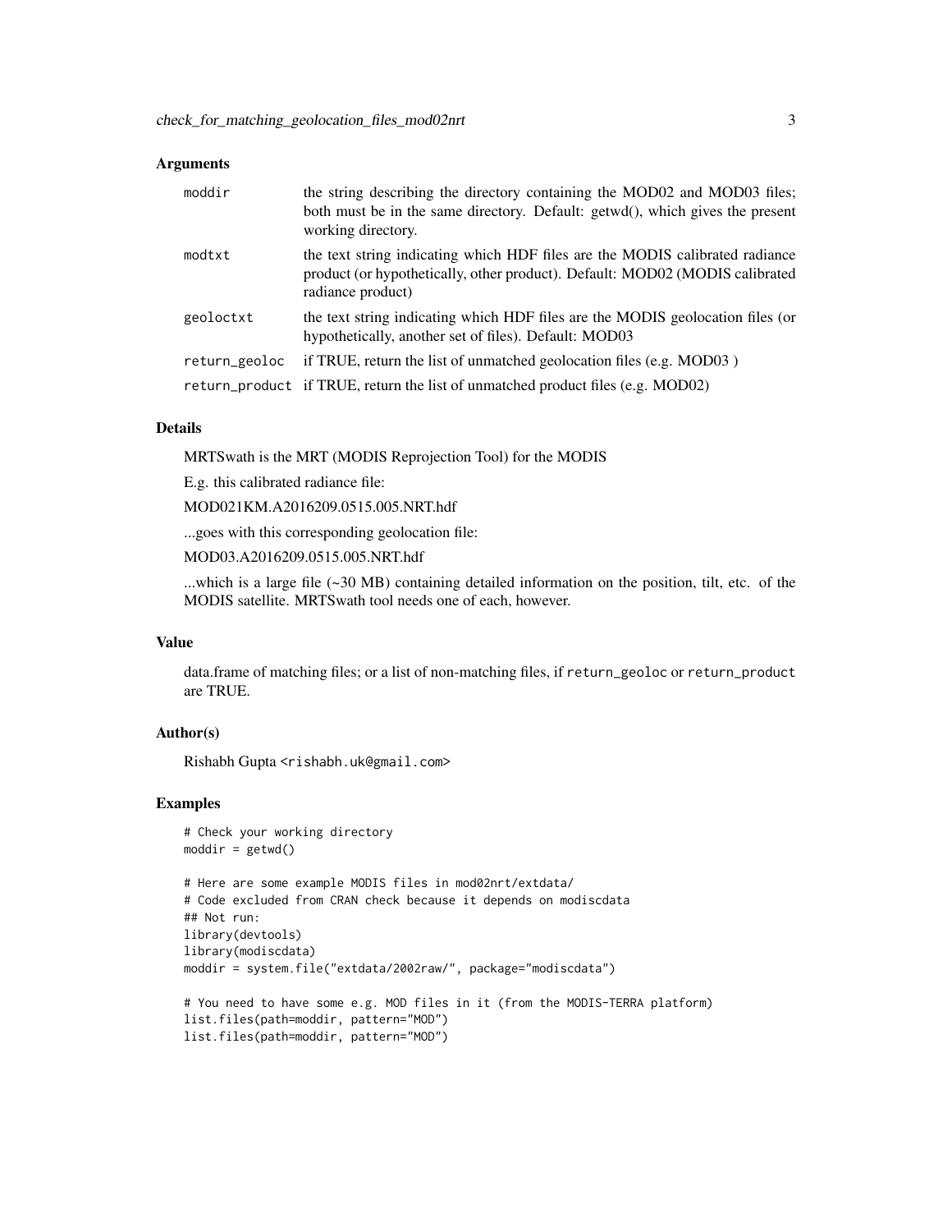## Arguments

| | |
|---|---|
| `moddir` | the string describing the directory containing the MOD02 and MOD03 files; both must be in the same directory. Default: getwd(), which gives the present working directory. |
| `modtxt` | the text string indicating which HDF files are the MODIS calibrated radiance product (or hypothetically, other product). Default: MOD02 (MODIS calibrated radiance product) |
| `geoloctxt` | the text string indicating which HDF files are the MODIS geolocation files (or hypothetically, another set of files). Default: MOD03 |
| `return_geoloc` | if TRUE, return the list of unmatched geolocation files (e.g. MOD03 ) |
| `return_product` | if TRUE, return the list of unmatched product files (e.g. MOD02) |

## Details

MRTSwath is the MRT (MODIS Reprojection Tool) for the MODIS

E.g. this calibrated radiance file:

MOD021KM.A2016209.0515.005.NRT.hdf

...goes with this corresponding geolocation file:

MOD03.A2016209.0515.005.NRT.hdf

...which is a large file (~30 MB) containing detailed information on the position, tilt, etc. of the MODIS satellite. MRTSwath tool needs one of each, however.

## Value

data.frame of matching files; or a list of non-matching files, if `return_geoloc` or `return_product` are TRUE.

## Author(s)

Rishabh Gupta <rishabh.uk@gmail.com>

## Examples

```
# Check your working directory
moddir = getwd()

# Here are some example MODIS files in mod02nrt/extdata/
# Code excluded from CRAN check because it depends on modiscdata
## Not run:
library(devtools)
library(modiscdata)
moddir = system.file("extdata/2002raw/", package="modiscdata")

# You need to have some e.g. MOD files in it (from the MODIS-TERRA platform)
list.files(path=moddir, pattern="MOD")
list.files(path=moddir, pattern="MOD")
```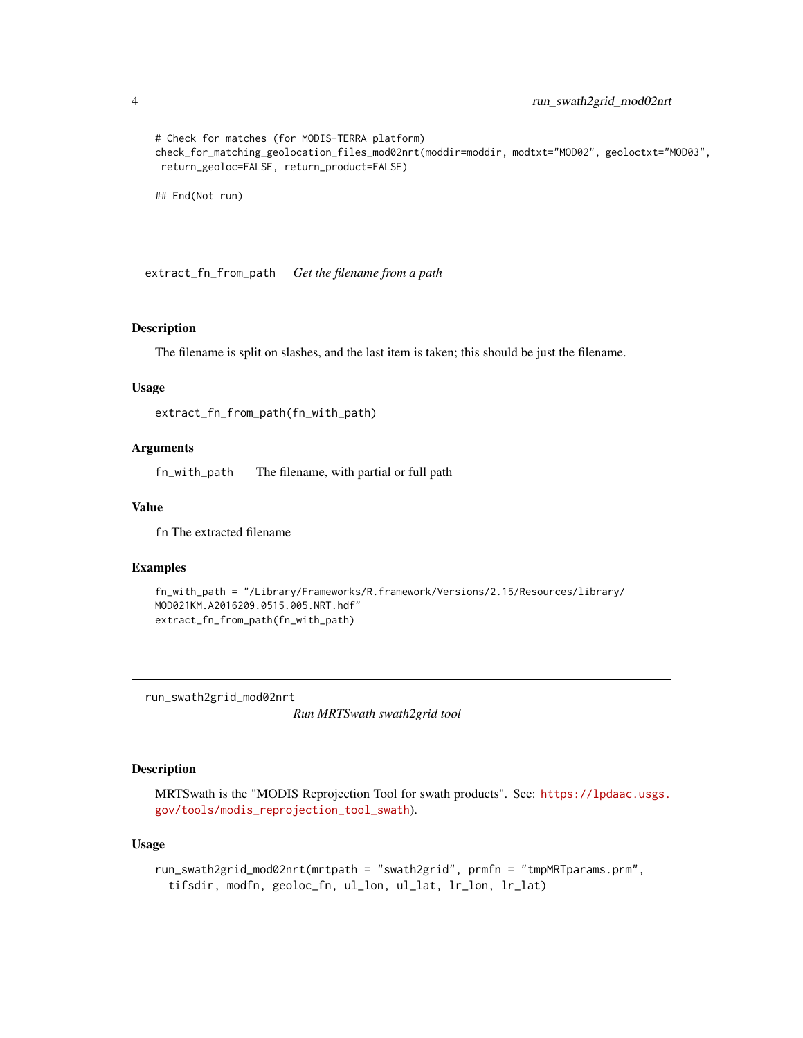```
# Check for matches (for MODIS-TERRA platform)
check_for_matching_geolocation_files_mod02nrt(moddir=moddir, modtxt="MOD02", geoloctxt="MOD03",
 return_geoloc=FALSE, return_product=FALSE)

## End(Not run)
```

## extract_fn_from_path    *Get the filename from a path*

### Description

The filename is split on slashes, and the last item is taken; this should be just the filename.

### Usage

```
extract_fn_from_path(fn_with_path)
```

### Arguments

| | |
|---|---|
| fn_with_path | The filename, with partial or full path |

### Value

fn The extracted filename

### Examples

```
fn_with_path = "/Library/Frameworks/R.framework/Versions/2.15/Resources/library/
MOD021KM.A2016209.0515.005.NRT.hdf"
extract_fn_from_path(fn_with_path)
```

## run_swath2grid_mod02nrt    *Run MRTSwath swath2grid tool*

### Description

MRTSwath is the "MODIS Reprojection Tool for swath products". See: https://lpdaac.usgs.gov/tools/modis_reprojection_tool_swath).

### Usage

```
run_swath2grid_mod02nrt(mrtpath = "swath2grid", prmfn = "tmpMRTparams.prm",
  tifsdir, modfn, geoloc_fn, ul_lon, ul_lat, lr_lon, lr_lat)
```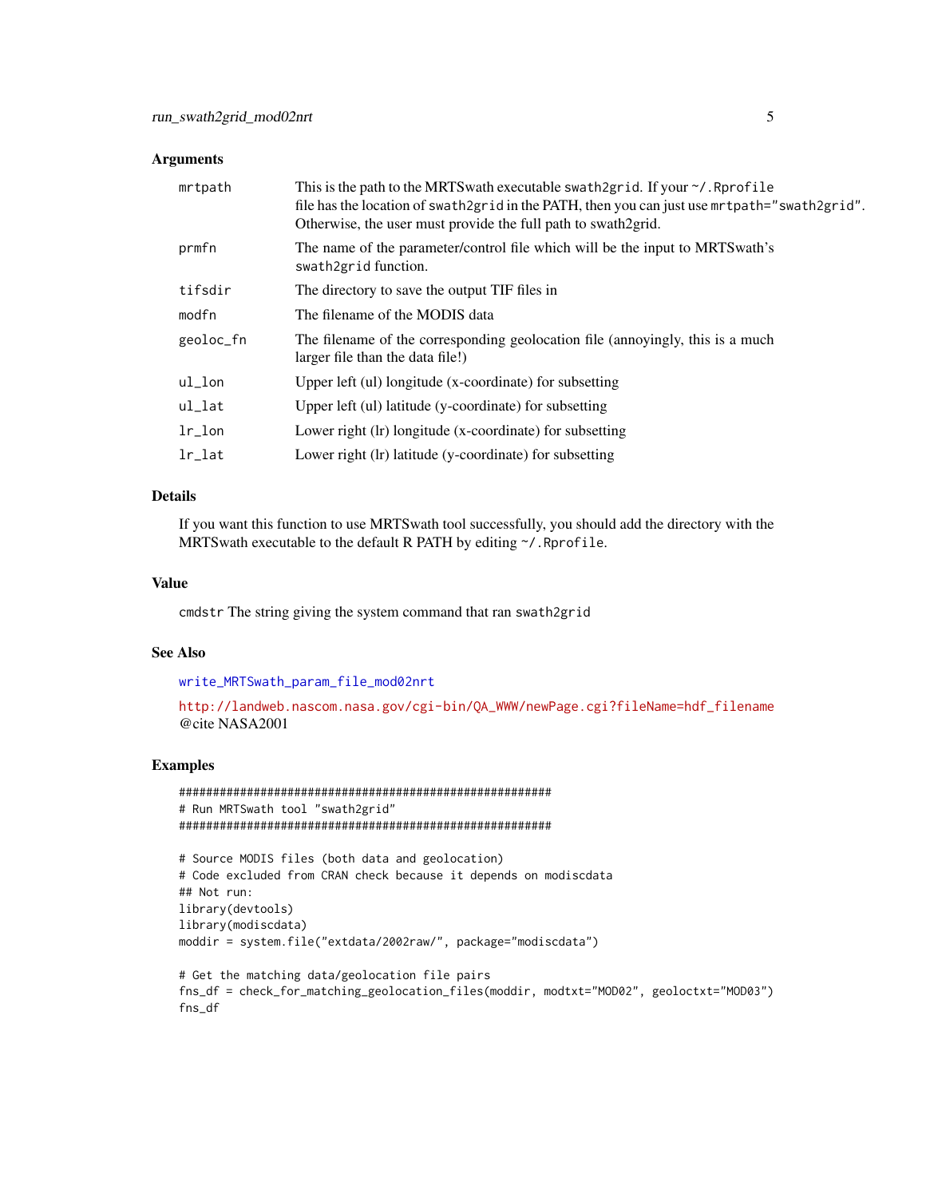### Arguments

| | |
|---|---|
| `mrtpath` | This is the path to the MRTSwath executable `swath2grid`. If your `~/.Rprofile` file has the location of `swath2grid` in the PATH, then you can just use `mrtpath="swath2grid"`. Otherwise, the user must provide the full path to swath2grid. |
| `prmfn` | The name of the parameter/control file which will be the input to MRTSwath's `swath2grid` function. |
| `tifsdir` | The directory to save the output TIF files in |
| `modfn` | The filename of the MODIS data |
| `geoloc_fn` | The filename of the corresponding geolocation file (annoyingly, this is a much larger file than the data file!) |
| `ul_lon` | Upper left (ul) longitude (x-coordinate) for subsetting |
| `ul_lat` | Upper left (ul) latitude (y-coordinate) for subsetting |
| `lr_lon` | Lower right (lr) longitude (x-coordinate) for subsetting |
| `lr_lat` | Lower right (lr) latitude (y-coordinate) for subsetting |

### Details

If you want this function to use MRTSwath tool successfully, you should add the directory with the MRTSwath executable to the default R PATH by editing `~/.Rprofile`.

### Value

`cmdstr` The string giving the system command that ran `swath2grid`

### See Also

`write_MRTSwath_param_file_mod02nrt`

`http://landweb.nascom.nasa.gov/cgi-bin/QA_WWW/newPage.cgi?fileName=hdf_filename` @cite NASA2001

### Examples

```
#######################################################
# Run MRTSwath tool "swath2grid"
#######################################################

# Source MODIS files (both data and geolocation)
# Code excluded from CRAN check because it depends on modiscdata
## Not run:
library(devtools)
library(modiscdata)
moddir = system.file("extdata/2002raw/", package="modiscdata")

# Get the matching data/geolocation file pairs
fns_df = check_for_matching_geolocation_files(moddir, modtxt="MOD02", geoloctxt="MOD03")
fns_df
```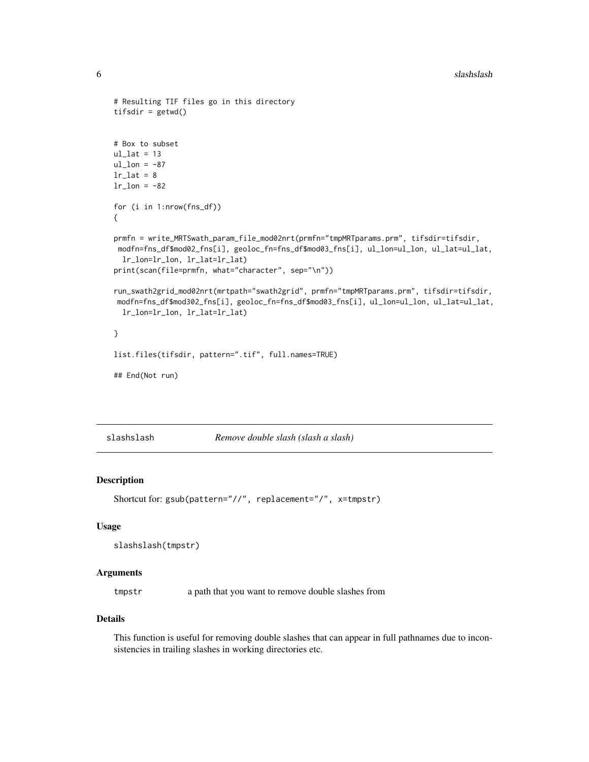```
# Resulting TIF files go in this directory
tifsdir = getwd()


# Box to subset
ul_lat = 13
ul_lon = -87
lr_lat = 8
lr_lon = -82

for (i in 1:nrow(fns_df))
{

prmfn = write_MRTSwath_param_file_mod02nrt(prmfn="tmpMRTparams.prm", tifsdir=tifsdir,
 modfn=fns_df$mod02_fns[i], geoloc_fn=fns_df$mod03_fns[i], ul_lon=ul_lon, ul_lat=ul_lat,
  lr_lon=lr_lon, lr_lat=lr_lat)
print(scan(file=prmfn, what="character", sep="\n"))

run_swath2grid_mod02nrt(mrtpath="swath2grid", prmfn="tmpMRTparams.prm", tifsdir=tifsdir,
 modfn=fns_df$mod302_fns[i], geoloc_fn=fns_df$mod03_fns[i], ul_lon=ul_lon, ul_lat=ul_lat,
  lr_lon=lr_lon, lr_lat=lr_lat)

}

list.files(tifsdir, pattern=".tif", full.names=TRUE)

## End(Not run)
```

---

## slashslash — *Remove double slash (slash a slash)*

### Description

Shortcut for: `gsub(pattern="//", replacement="/", x=tmpstr)`

### Usage

```
slashslash(tmpstr)
```

### Arguments

| | |
|---|---|
| `tmpstr` | a path that you want to remove double slashes from |

### Details

This function is useful for removing double slashes that can appear in full pathnames due to inconsistencies in trailing slashes in working directories etc.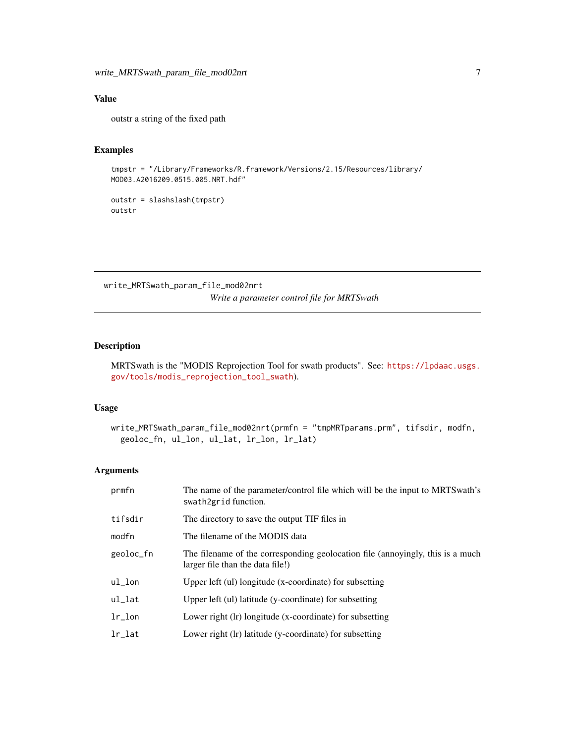## Value

outstr a string of the fixed path

## Examples

```
tmpstr = "/Library/Frameworks/R.framework/Versions/2.15/Resources/library/
MOD03.A2016209.0515.005.NRT.hdf"

outstr = slashslash(tmpstr)
outstr
```

---

# write_MRTSwath_param_file_mod02nrt

*Write a parameter control file for MRTSwath*

---

## Description

MRTSwath is the "MODIS Reprojection Tool for swath products". See: https://lpdaac.usgs.gov/tools/modis_reprojection_tool_swath).

## Usage

```
write_MRTSwath_param_file_mod02nrt(prmfn = "tmpMRTparams.prm", tifsdir, modfn,
  geoloc_fn, ul_lon, ul_lat, lr_lon, lr_lat)
```

## Arguments

| | |
|---|---|
| prmfn | The name of the parameter/control file which will be the input to MRTSwath's `swath2grid` function. |
| tifsdir | The directory to save the output TIF files in |
| modfn | The filename of the MODIS data |
| geoloc_fn | The filename of the corresponding geolocation file (annoyingly, this is a much larger file than the data file!) |
| ul_lon | Upper left (ul) longitude (x-coordinate) for subsetting |
| ul_lat | Upper left (ul) latitude (y-coordinate) for subsetting |
| lr_lon | Lower right (lr) longitude (x-coordinate) for subsetting |
| lr_lat | Lower right (lr) latitude (y-coordinate) for subsetting |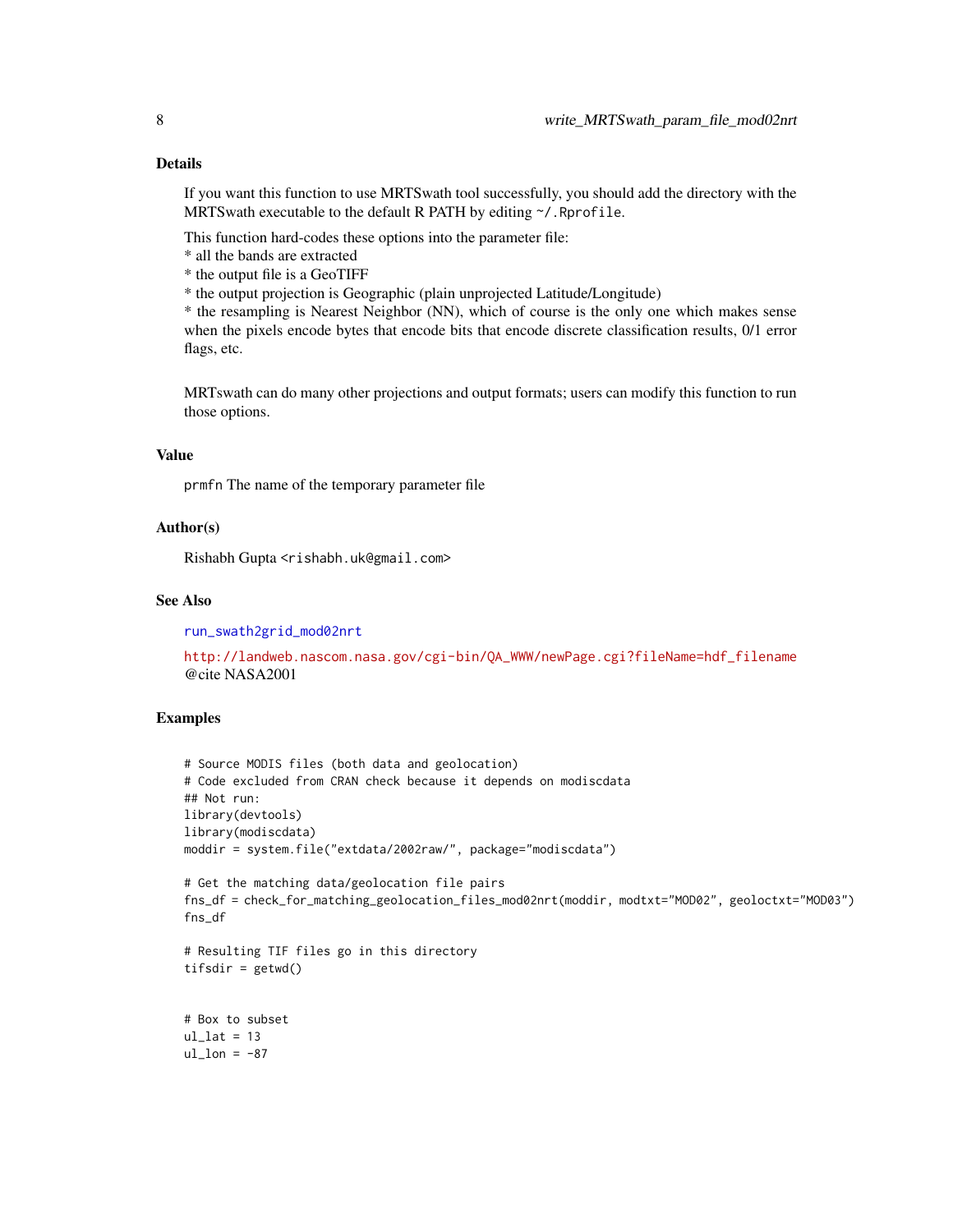## Details

If you want this function to use MRTSwath tool successfully, you should add the directory with the MRTSwath executable to the default R PATH by editing `~/.Rprofile`.

This function hard-codes these options into the parameter file:
* all the bands are extracted
* the output file is a GeoTIFF
* the output projection is Geographic (plain unprojected Latitude/Longitude)
* the resampling is Nearest Neighbor (NN), which of course is the only one which makes sense when the pixels encode bytes that encode bits that encode discrete classification results, 0/1 error flags, etc.

MRTswath can do many other projections and output formats; users can modify this function to run those options.

## Value

`prmfn` The name of the temporary parameter file

## Author(s)

Rishabh Gupta <`rishabh.uk@gmail.com`>

## See Also

`run_swath2grid_mod02nrt`

http://landweb.nascom.nasa.gov/cgi-bin/QA_WWW/newPage.cgi?fileName=hdf_filename
@cite NASA2001

## Examples

```
# Source MODIS files (both data and geolocation)
# Code excluded from CRAN check because it depends on modiscdata
## Not run:
library(devtools)
library(modiscdata)
moddir = system.file("extdata/2002raw/", package="modiscdata")

# Get the matching data/geolocation file pairs
fns_df = check_for_matching_geolocation_files_mod02nrt(moddir, modtxt="MOD02", geoloctxt="MOD03")
fns_df

# Resulting TIF files go in this directory
tifsdir = getwd()


# Box to subset
ul_lat = 13
ul_lon = -87
```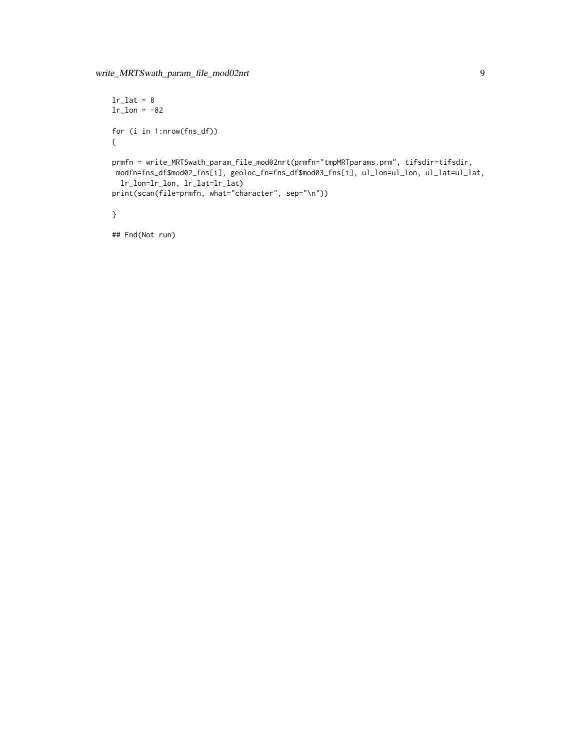```
lr_lat = 8
lr_lon = -82

for (i in 1:nrow(fns_df))
{

prmfn = write_MRTSwath_param_file_mod02nrt(prmfn="tmpMRTparams.prm", tifsdir=tifsdir,
 modfn=fns_df$mod02_fns[i], geoloc_fn=fns_df$mod03_fns[i], ul_lon=ul_lon, ul_lat=ul_lat,
  lr_lon=lr_lon, lr_lat=lr_lat)
print(scan(file=prmfn, what="character", sep="\n"))

}

## End(Not run)
```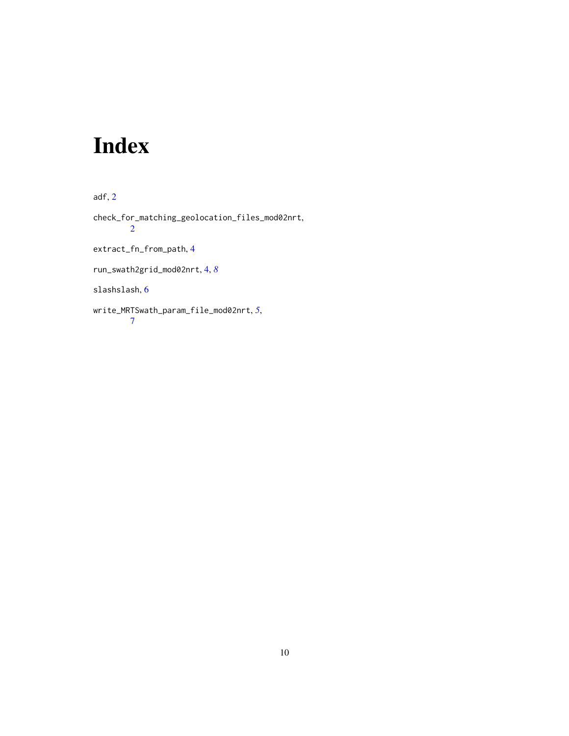# Index

adf, 2

check_for_matching_geolocation_files_mod02nrt, 2

extract_fn_from_path, 4

run_swath2grid_mod02nrt, 4, *8*

slashslash, 6

write_MRTSwath_param_file_mod02nrt, *5*, 7